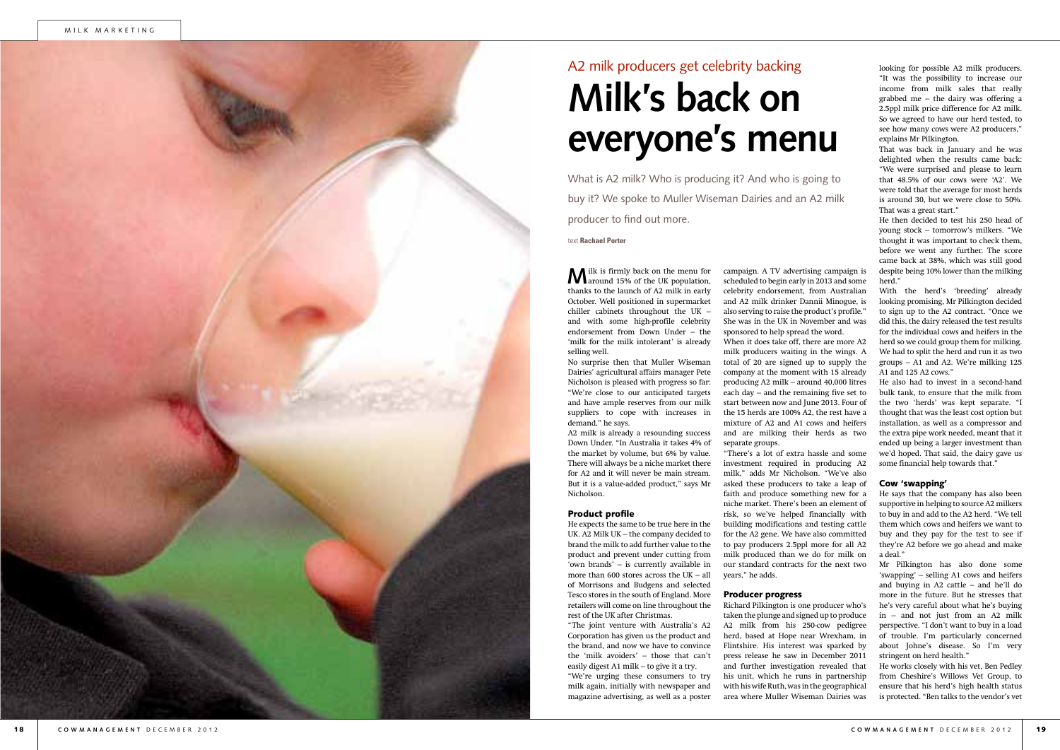A2 milk producers get celebrity backing

# Milk's back on everyone's menu

What is A2 milk? Who is producing it? And who is going to buy it? We spoke to Muller Wiseman Dairies and an A2 milk producer to find out more.

text **Rachael Porter**

Milk is firmly back on the menu for around 15% of the UK population, thanks to the launch of A2 milk in early October. Well positioned in supermarket chiller cabinets throughout the UK – and with some high-profile celebrity endorsement from Down Under – the 'milk for the milk intolerant' is already selling well.

No surprise then that Muller Wiseman Dairies' agricultural affairs manager Pete Nicholson is pleased with progress so far: "We're close to our anticipated targets and have ample reserves from our milk suppliers to cope with increases in demand," he says.

A2 milk is already a resounding success Down Under. "In Australia it takes 4% of the market by volume, but 6% by value. There will always be a niche market there for A2 and it will never be main stream. But it is a value-added product," says Mr Nicholson.

## Product profile

He expects the same to be true here in the UK. A2 Milk UK – the company decided to brand the milk to add further value to the product and prevent under cutting from 'own brands' – is currently available in more than 600 stores across the UK – all of Morrisons and Budgens and selected Tesco stores in the south of England. More retailers will come on line throughout the rest of the UK after Christmas.

"The joint venture with Australia's A2 Corporation has given us the product and the brand, and now we have to convince the 'milk avoiders' – those that can't easily digest A1 milk – to give it a try.

"We're urging these consumers to try milk again, initially with newspaper and magazine advertising, as well as a poster campaign. A TV advertising campaign is scheduled to begin early in 2013 and some celebrity endorsement, from Australian and A2 milk drinker Dannii Minogue, is also serving to raise the product's profile." She was in the UK in November and was sponsored to help spread the word.

When it does take off, there are more A2 milk producers waiting in the wings. A total of 20 are signed up to supply the company at the moment with 15 already producing A2 milk – around 40,000 litres each day – and the remaining five set to start between now and June 2013. Four of the 15 herds are 100% A2, the rest have a mixture of A2 and A1 cows and heifers and are milking their herds as two separate groups.

"There's a lot of extra hassle and some investment required in producing A2 milk," adds Mr Nicholson. "We've also asked these producers to take a leap of faith and produce something new for a niche market. There's been an element of risk, so we've helped financially with building modifications and testing cattle for the A2 gene. We have also committed to pay producers 2.5ppl more for all A2 milk produced than we do for milk on our standard contracts for the next two years," he adds.

## Producer progress

Richard Pilkington is one producer who's taken the plunge and signed up to produce A2 milk from his 250-cow pedigree herd, based at Hope near Wrexham, in Flintshire. His interest was sparked by press release he saw in December 2011 and further investigation revealed that his unit, which he runs in partnership with his wife Ruth, was in the geographical area where Muller Wiseman Dairies was looking for possible A2 milk producers. "It was the possibility to increase our income from milk sales that really grabbed me – the dairy was offering a 2.5ppl milk price difference for A2 milk. So we agreed to have our herd tested, to see how many cows were A2 producers," explains Mr Pilkington.

That was back in January and he was delighted when the results came back: "We were surprised and please to learn that 48.5% of our cows were 'A2'. We were told that the average for most herds is around 30, but we were close to 50%. That was a great start."

He then decided to test his 250 head of young stock – tomorrow's milkers. "We thought it was important to check them, before we went any further. The score came back at 38%, which was still good despite being 10% lower than the milking herd."

With the herd's 'breeding' already looking promising, Mr Pilkington decided to sign up to the A2 contract. "Once we did this, the dairy released the test results for the individual cows and heifers in the herd so we could group them for milking. We had to split the herd and run it as two groups – A1 and A2. We're milking 125 A1 and 125 A2 cows."

He also had to invest in a second-hand bulk tank, to ensure that the milk from the two 'herds' was kept separate. "I thought that was the least cost option but installation, as well as a compressor and the extra pipe work needed, meant that it ended up being a larger investment than we'd hoped. That said, the dairy gave us some financial help towards that."

## Cow 'swapping'

He says that the company has also been supportive in helping to source A2 milkers to buy in and add to the A2 herd. "We tell them which cows and heifers we want to buy and they pay for the test to see if they're A2 before we go ahead and make a deal."

Mr Pilkington has also done some 'swapping' – selling A1 cows and heifers and buying in A2 cattle – and he'll do more in the future. But he stresses that he's very careful about what he's buying in – and not just from an A2 milk perspective. "I don't want to buy in a load of trouble. I'm particularly concerned about Johne's disease. So I'm very stringent on herd health."

He works closely with his vet, Ben Pedley from Cheshire's Willows Vet Group, to ensure that his herd's high health status is protected. "Ben talks to the vendor's vet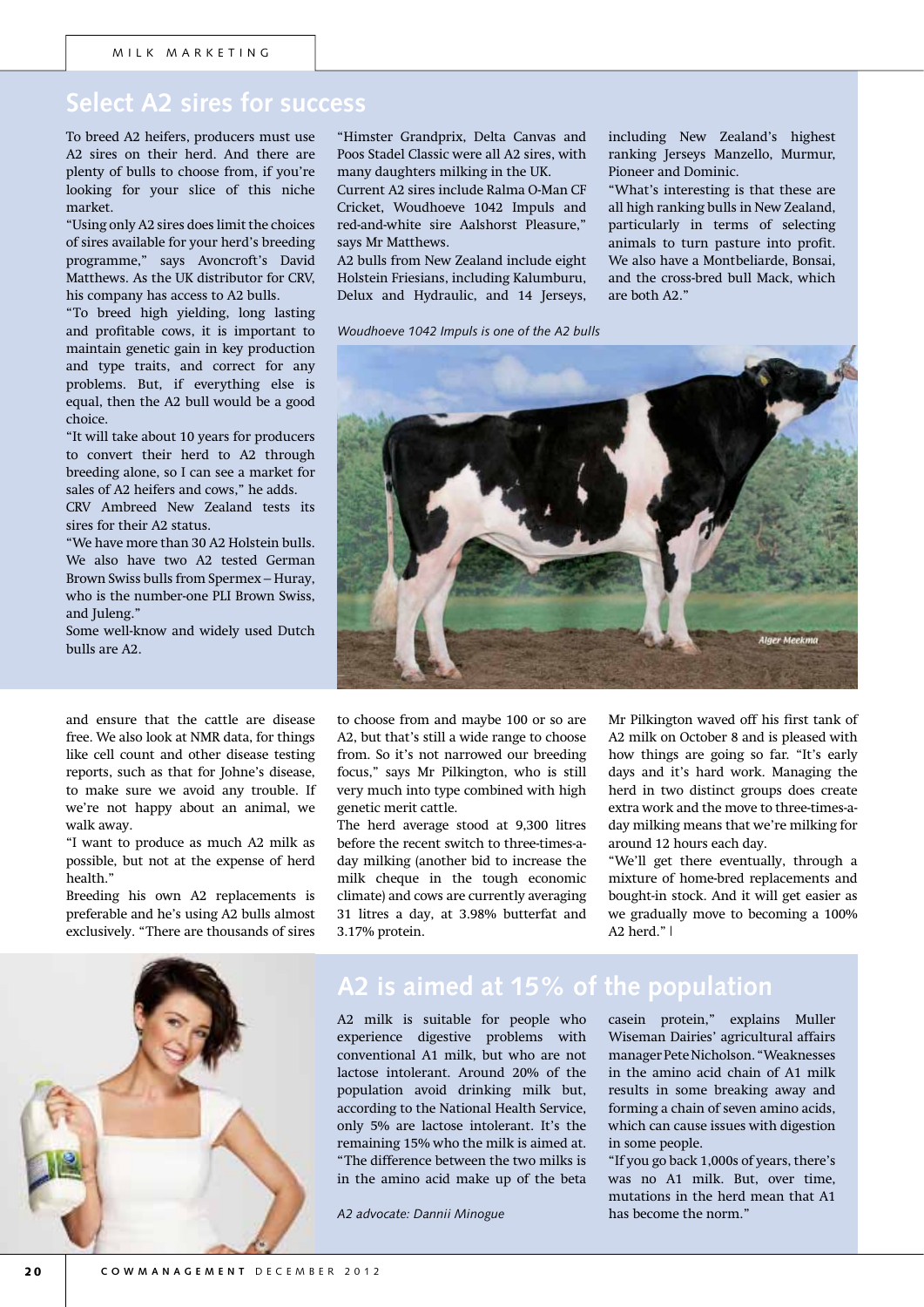## Select A2 sires for success

To breed A2 heifers, producers must use A2 sires on their herd. And there are plenty of bulls to choose from, if you're looking for your slice of this niche market.

"Using only A2 sires does limit the choices of sires available for your herd's breeding programme," says Avoncroft's David Matthews. As the UK distributor for CRV, his company has access to A2 bulls.

"To breed high yielding, long lasting and profitable cows, it is important to maintain genetic gain in key production and type traits, and correct for any problems. But, if everything else is equal, then the A2 bull would be a good choice.

"It will take about 10 years for producers to convert their herd to A2 through breeding alone, so I can see a market for sales of A2 heifers and cows," he adds.

CRV Ambreed New Zealand tests its sires for their A2 status.

"We have more than 30 A2 Holstein bulls. We also have two A2 tested German Brown Swiss bulls from Spermex – Huray, who is the number-one PLI Brown Swiss, and Juleng."

Some well-know and widely used Dutch bulls are A2.

"Himster Grandprix, Delta Canvas and Poos Stadel Classic were all A2 sires, with many daughters milking in the UK. Current A2 sires include Ralma O-Man CF Cricket, Woudhoeve 1042 Impuls and red-and-white sire Aalshorst Pleasure," says Mr Matthews.

A2 bulls from New Zealand include eight Holstein Friesians, including Kalumburu, Delux and Hydraulic, and 14 Jerseys, including New Zealand's highest ranking Jerseys Manzello, Murmur, Pioneer and Dominic.

"What's interesting is that these are all high ranking bulls in New Zealand, particularly in terms of selecting animals to turn pasture into profit. We also have a Montbeliarde, Bonsai, and the cross-bred bull Mack, which are both A2."

*Woudhoeve 1042 Impuls is one of the A2 bulls*

and ensure that the cattle are disease free. We also look at NMR data, for things like cell count and other disease testing reports, such as that for Johne's disease, to make sure we avoid any trouble. If we're not happy about an animal, we walk away.

"I want to produce as much A2 milk as possible, but not at the expense of herd health."

Breeding his own A2 replacements is preferable and he's using A2 bulls almost exclusively. "There are thousands of sires to choose from and maybe 100 or so are A2, but that's still a wide range to choose from. So it's not narrowed our breeding focus," says Mr Pilkington, who is still very much into type combined with high genetic merit cattle.

The herd average stood at 9,300 litres before the recent switch to three-times-a-day milking (another bid to increase the milk cheque in the tough economic climate) and cows are currently averaging 31 litres a day, at 3.98% butterfat and 3.17% protein.

Mr Pilkington waved off his first tank of A2 milk on October 8 and is pleased with how things are going so far. "It's early days and it's hard work. Managing the herd in two distinct groups does create extra work and the move to three-times-a-day milking means that we're milking for around 12 hours each day.

"We'll get there eventually, through a mixture of home-bred replacements and bought-in stock. And it will get easier as we gradually move to becoming a 100% A2 herd." |

## A2 is aimed at 15% of the population

A2 milk is suitable for people who experience digestive problems with conventional A1 milk, but who are not lactose intolerant. Around 20% of the population avoid drinking milk but, according to the National Health Service, only 5% are lactose intolerant. It's the remaining 15% who the milk is aimed at.

"The difference between the two milks is in the amino acid make up of the beta casein protein," explains Muller Wiseman Dairies' agricultural affairs manager Pete Nicholson. "Weaknesses in the amino acid chain of A1 milk results in some breaking away and forming a chain of seven amino acids, which can cause issues with digestion in some people.

"If you go back 1,000s of years, there's was no A1 milk. But, over time, mutations in the herd mean that A1 has become the norm."

*A2 advocate: Dannii Minogue*